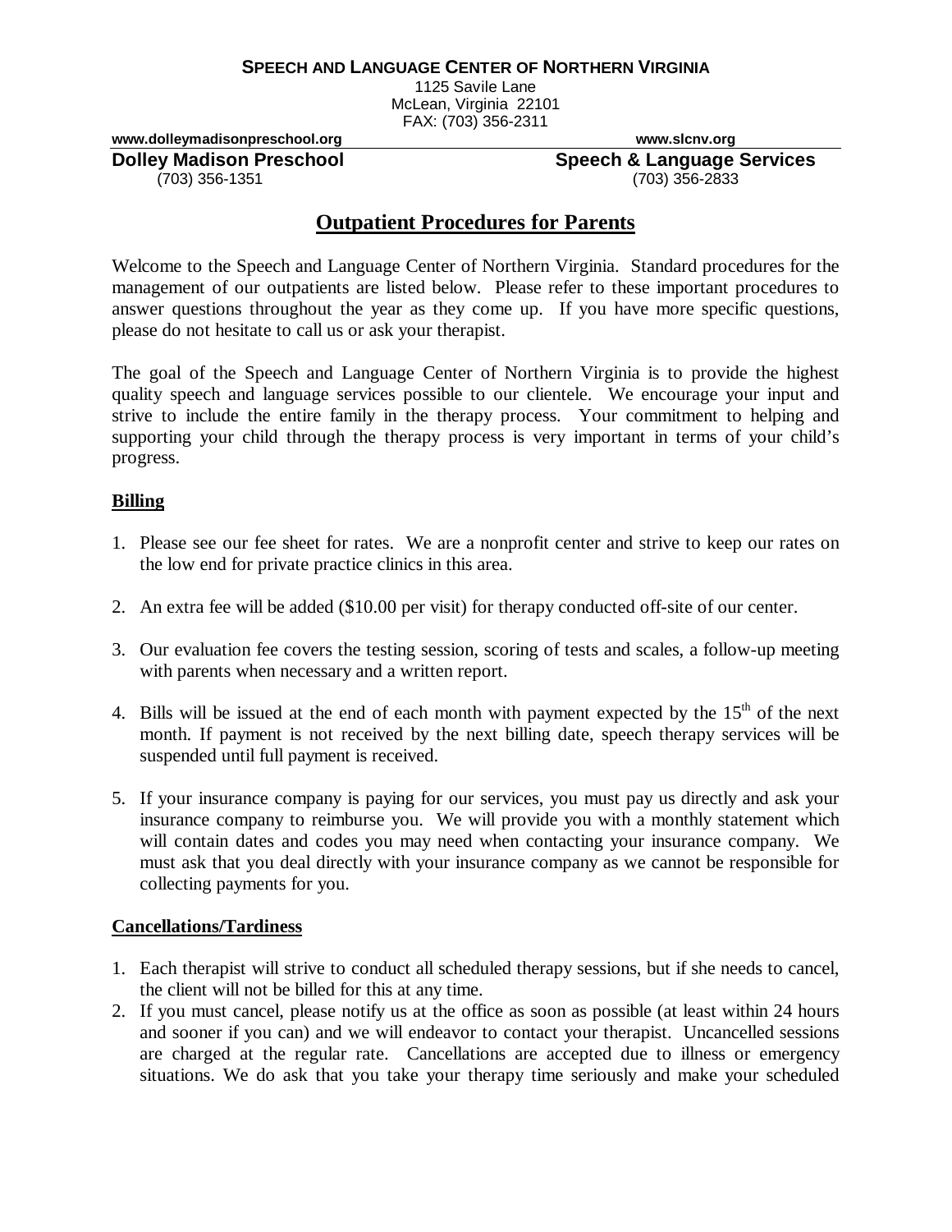**SPEECH AND LANGUAGE CENTER OF NORTHERN VIRGINIA**
1125 Savile Lane
McLean, Virginia 22101
FAX: (703) 356-2311

**www.dolleymadisonpreschool.org** | **www.slcnv.org**

**Dolley Madison Preschool**
(703) 356-1351

**Speech & Language Services**
(703) 356-2833

# Outpatient Procedures for Parents

Welcome to the Speech and Language Center of Northern Virginia. Standard procedures for the management of our outpatients are listed below. Please refer to these important procedures to answer questions throughout the year as they come up. If you have more specific questions, please do not hesitate to call us or ask your therapist.

The goal of the Speech and Language Center of Northern Virginia is to provide the highest quality speech and language services possible to our clientele. We encourage your input and strive to include the entire family in the therapy process. Your commitment to helping and supporting your child through the therapy process is very important in terms of your child's progress.

## Billing

1. Please see our fee sheet for rates. We are a nonprofit center and strive to keep our rates on the low end for private practice clinics in this area.

2. An extra fee will be added ($10.00 per visit) for therapy conducted off-site of our center.

3. Our evaluation fee covers the testing session, scoring of tests and scales, a follow-up meeting with parents when necessary and a written report.

4. Bills will be issued at the end of each month with payment expected by the 15th of the next month. If payment is not received by the next billing date, speech therapy services will be suspended until full payment is received.

5. If your insurance company is paying for our services, you must pay us directly and ask your insurance company to reimburse you. We will provide you with a monthly statement which will contain dates and codes you may need when contacting your insurance company. We must ask that you deal directly with your insurance company as we cannot be responsible for collecting payments for you.

## Cancellations/Tardiness

1. Each therapist will strive to conduct all scheduled therapy sessions, but if she needs to cancel, the client will not be billed for this at any time.
2. If you must cancel, please notify us at the office as soon as possible (at least within 24 hours and sooner if you can) and we will endeavor to contact your therapist. Uncancelled sessions are charged at the regular rate. Cancellations are accepted due to illness or emergency situations. We do ask that you take your therapy time seriously and make your scheduled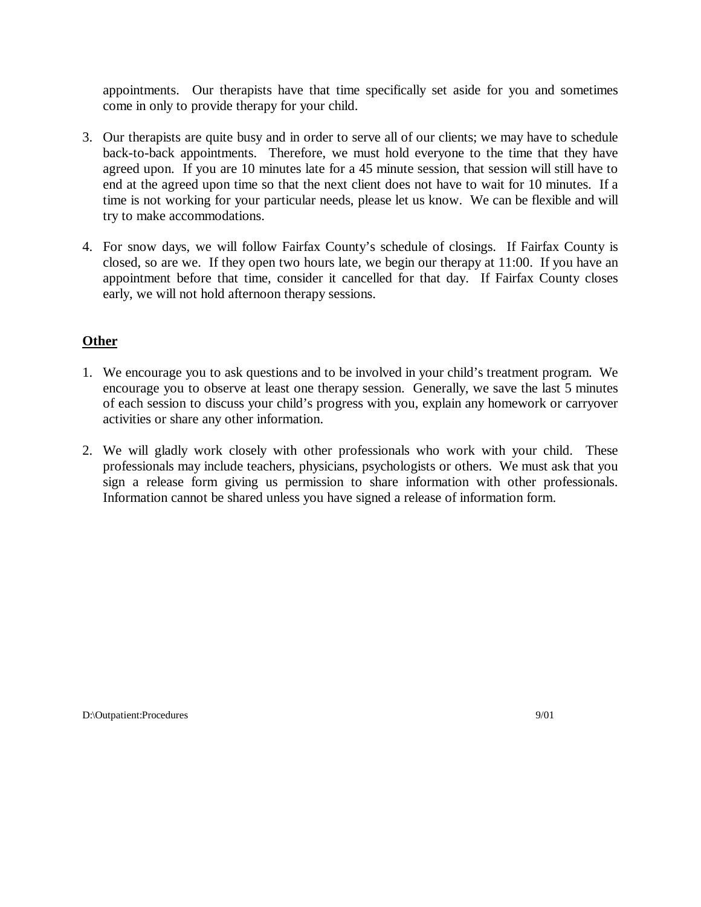appointments. Our therapists have that time specifically set aside for you and sometimes come in only to provide therapy for your child.

3. Our therapists are quite busy and in order to serve all of our clients; we may have to schedule back-to-back appointments. Therefore, we must hold everyone to the time that they have agreed upon. If you are 10 minutes late for a 45 minute session, that session will still have to end at the agreed upon time so that the next client does not have to wait for 10 minutes. If a time is not working for your particular needs, please let us know. We can be flexible and will try to make accommodations.

4. For snow days, we will follow Fairfax County's schedule of closings. If Fairfax County is closed, so are we. If they open two hours late, we begin our therapy at 11:00. If you have an appointment before that time, consider it cancelled for that day. If Fairfax County closes early, we will not hold afternoon therapy sessions.

## **Other**

1. We encourage you to ask questions and to be involved in your child's treatment program. We encourage you to observe at least one therapy session. Generally, we save the last 5 minutes of each session to discuss your child's progress with you, explain any homework or carryover activities or share any other information.

2. We will gladly work closely with other professionals who work with your child. These professionals may include teachers, physicians, psychologists or others. We must ask that you sign a release form giving us permission to share information with other professionals. Information cannot be shared unless you have signed a release of information form.